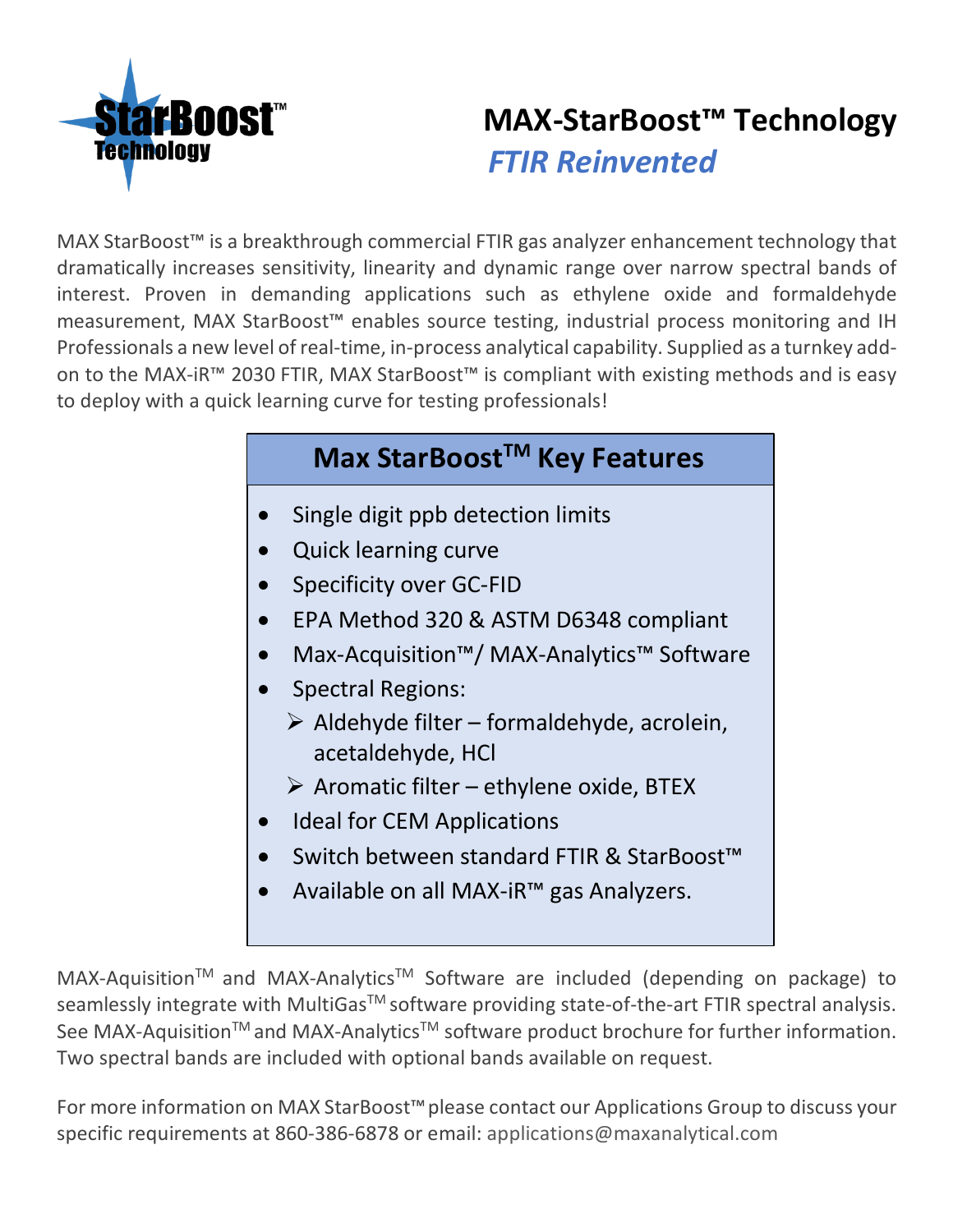StarBoost™ Technology

# MAX-StarBoost™ Technology

## *FTIR Reinvented*

MAX StarBoost™ is a breakthrough commercial FTIR gas analyzer enhancement technology that dramatically increases sensitivity, linearity and dynamic range over narrow spectral bands of interest. Proven in demanding applications such as ethylene oxide and formaldehyde measurement, MAX StarBoost™ enables source testing, industrial process monitoring and IH Professionals a new level of real-time, in-process analytical capability. Supplied as a turnkey add-on to the MAX-iR™ 2030 FTIR, MAX StarBoost™ is compliant with existing methods and is easy to deploy with a quick learning curve for testing professionals!

### Max StarBoost™ Key Features

- Single digit ppb detection limits
- Quick learning curve
- Specificity over GC-FID
- EPA Method 320 & ASTM D6348 compliant
- Max-Acquisition™/ MAX-Analytics™ Software
- Spectral Regions:
  - Aldehyde filter – formaldehyde, acrolein, acetaldehyde, HCl
  - Aromatic filter – ethylene oxide, BTEX
- Ideal for CEM Applications
- Switch between standard FTIR & StarBoost™
- Available on all MAX-iR™ gas Analyzers.

MAX-Aquisition™ and MAX-Analytics™ Software are included (depending on package) to seamlessly integrate with MultiGas™ software providing state-of-the-art FTIR spectral analysis. See MAX-Aquisition™ and MAX-Analytics™ software product brochure for further information. Two spectral bands are included with optional bands available on request.

For more information on MAX StarBoost™ please contact our Applications Group to discuss your specific requirements at 860-386-6878 or email: applications@maxanalytical.com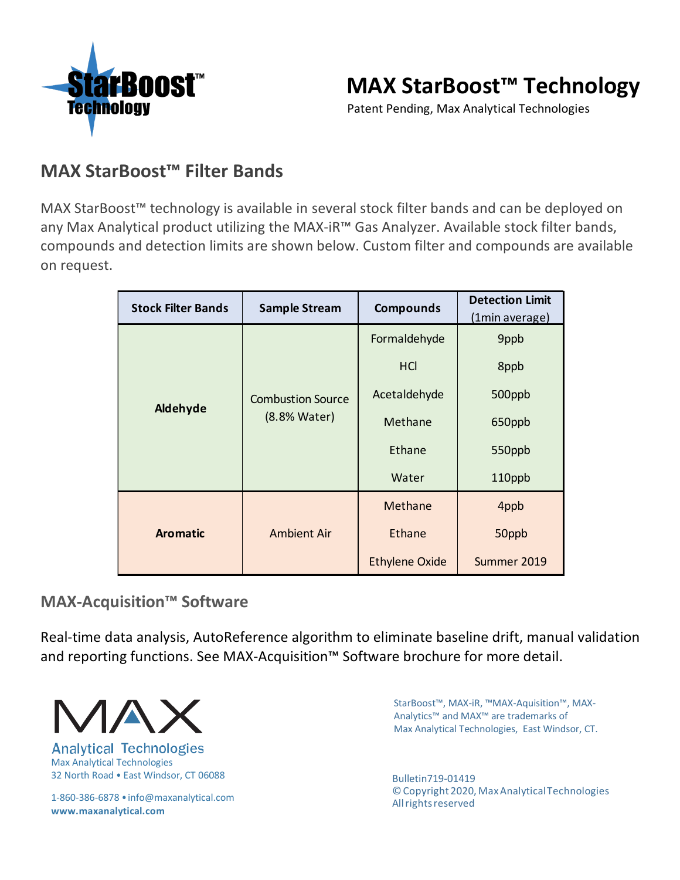StarBoost™ Technology

# MAX StarBoost™ Technology

Patent Pending, Max Analytical Technologies

## MAX StarBoost™ Filter Bands

MAX StarBoost™ technology is available in several stock filter bands and can be deployed on any Max Analytical product utilizing the MAX-iR™ Gas Analyzer. Available stock filter bands, compounds and detection limits are shown below. Custom filter and compounds are available on request.

| Stock Filter Bands | Sample Stream | Compounds | Detection Limit (1min average) |
|---|---|---|---|
| **Aldehyde** | Combustion Source (8.8% Water) | Formaldehyde | 9ppb |
| | | HCl | 8ppb |
| | | Acetaldehyde | 500ppb |
| | | Methane | 650ppb |
| | | Ethane | 550ppb |
| | | Water | 110ppb |
| **Aromatic** | Ambient Air | Methane | 4ppb |
| | | Ethane | 50ppb |
| | | Ethylene Oxide | Summer 2019 |

### MAX-Acquisition™ Software

Real-time data analysis, AutoReference algorithm to eliminate baseline drift, manual validation and reporting functions. See MAX-Acquisition™ Software brochure for more detail.

MAX
Analytical Technologies
Max Analytical Technologies
32 North Road • East Windsor, CT 06088

1-860-386-6878 • info@maxanalytical.com
**www.maxanalytical.com**

StarBoost™, MAX-iR, ™MAX-Aquisition™, MAX-Analytics™ and MAX™ are trademarks of Max Analytical Technologies, East Windsor, CT.

Bulletin719-01419
© Copyright 2020, Max Analytical Technologies
All rights reserved